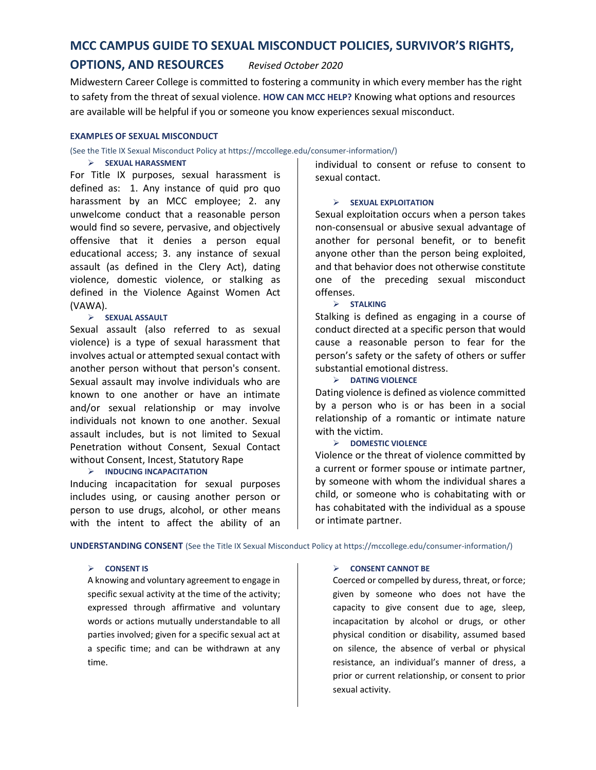# MCC CAMPUS GUIDE TO SEXUAL MISCONDUCT POLICIES, SURVIVOR'S RIGHTS, OPTIONS, AND RESOURCES *Revised October 2020*

Midwestern Career College is committed to fostering a community in which every member has the right to safety from the threat of sexual violence. **HOW CAN MCC HELP?** Knowing what options and resources are available will be helpful if you or someone you know experiences sexual misconduct.

## EXAMPLES OF SEXUAL MISCONDUCT

(See the Title IX Sexual Misconduct Policy at https://mccollege.edu/consumer-information/)

- **SEXUAL HARASSMENT**

For Title IX purposes, sexual harassment is defined as: 1. Any instance of quid pro quo harassment by an MCC employee; 2. any unwelcome conduct that a reasonable person would find so severe, pervasive, and objectively offensive that it denies a person equal educational access; 3. any instance of sexual assault (as defined in the Clery Act), dating violence, domestic violence, or stalking as defined in the Violence Against Women Act (VAWA).

- **SEXUAL ASSAULT**

Sexual assault (also referred to as sexual violence) is a type of sexual harassment that involves actual or attempted sexual contact with another person without that person's consent. Sexual assault may involve individuals who are known to one another or have an intimate and/or sexual relationship or may involve individuals not known to one another. Sexual assault includes, but is not limited to Sexual Penetration without Consent, Sexual Contact without Consent, Incest, Statutory Rape

- **INDUCING INCAPACITATION**

Inducing incapacitation for sexual purposes includes using, or causing another person or person to use drugs, alcohol, or other means with the intent to affect the ability of an individual to consent or refuse to consent to sexual contact.

- **SEXUAL EXPLOITATION**

Sexual exploitation occurs when a person takes non-consensual or abusive sexual advantage of another for personal benefit, or to benefit anyone other than the person being exploited, and that behavior does not otherwise constitute one of the preceding sexual misconduct offenses.

- **STALKING**

Stalking is defined as engaging in a course of conduct directed at a specific person that would cause a reasonable person to fear for the person's safety or the safety of others or suffer substantial emotional distress.

- **DATING VIOLENCE**

Dating violence is defined as violence committed by a person who is or has been in a social relationship of a romantic or intimate nature with the victim.

- **DOMESTIC VIOLENCE**

Violence or the threat of violence committed by a current or former spouse or intimate partner, by someone with whom the individual shares a child, or someone who is cohabitating with or has cohabitated with the individual as a spouse or intimate partner.

## UNDERSTANDING CONSENT

(See the Title IX Sexual Misconduct Policy at https://mccollege.edu/consumer-information/)

- **CONSENT IS**

A knowing and voluntary agreement to engage in specific sexual activity at the time of the activity; expressed through affirmative and voluntary words or actions mutually understandable to all parties involved; given for a specific sexual act at a specific time; and can be withdrawn at any time.

- **CONSENT CANNOT BE**

Coerced or compelled by duress, threat, or force; given by someone who does not have the capacity to give consent due to age, sleep, incapacitation by alcohol or drugs, or other physical condition or disability, assumed based on silence, the absence of verbal or physical resistance, an individual's manner of dress, a prior or current relationship, or consent to prior sexual activity.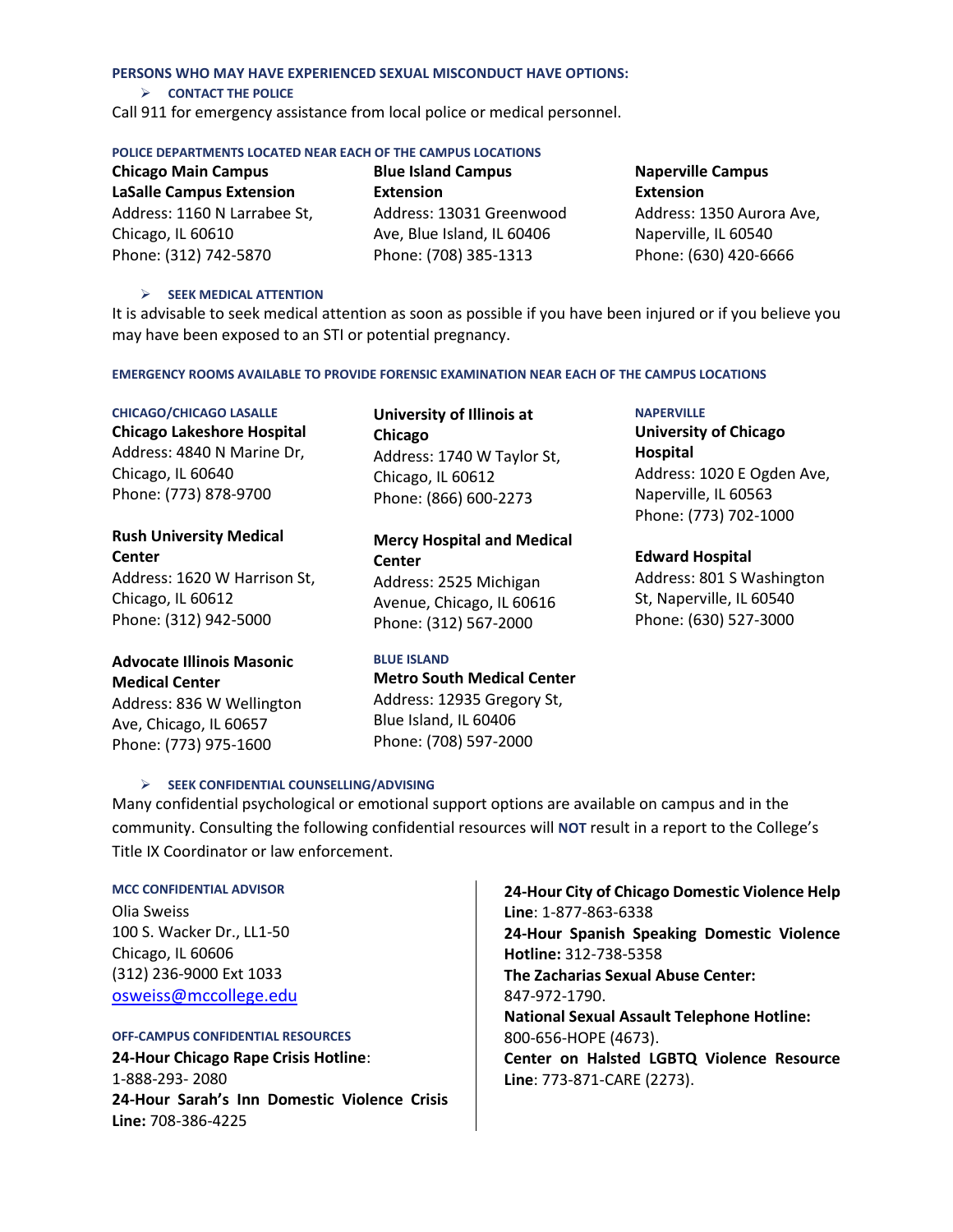## PERSONS WHO MAY HAVE EXPERIENCED SEXUAL MISCONDUCT HAVE OPTIONS:

### ➢ CONTACT THE POLICE

Call 911 for emergency assistance from local police or medical personnel.

#### POLICE DEPARTMENTS LOCATED NEAR EACH OF THE CAMPUS LOCATIONS

**Chicago Main Campus**
**LaSalle Campus Extension**
Address: 1160 N Larrabee St, Chicago, IL 60610
Phone: (312) 742-5870

**Blue Island Campus Extension**
Address: 13031 Greenwood Ave, Blue Island, IL 60406
Phone: (708) 385-1313

**Naperville Campus Extension**
Address: 1350 Aurora Ave, Naperville, IL 60540
Phone: (630) 420-6666

### ➢ SEEK MEDICAL ATTENTION

It is advisable to seek medical attention as soon as possible if you have been injured or if you believe you may have been exposed to an STI or potential pregnancy.

#### EMERGENCY ROOMS AVAILABLE TO PROVIDE FORENSIC EXAMINATION NEAR EACH OF THE CAMPUS LOCATIONS

##### CHICAGO/CHICAGO LASALLE

**Chicago Lakeshore Hospital**
Address: 4840 N Marine Dr, Chicago, IL 60640
Phone: (773) 878-9700

**Rush University Medical Center**
Address: 1620 W Harrison St, Chicago, IL 60612
Phone: (312) 942-5000

**Advocate Illinois Masonic Medical Center**
Address: 836 W Wellington Ave, Chicago, IL 60657
Phone: (773) 975-1600

**University of Illinois at Chicago**
Address: 1740 W Taylor St, Chicago, IL 60612
Phone: (866) 600-2273

**Mercy Hospital and Medical Center**
Address: 2525 Michigan Avenue, Chicago, IL 60616
Phone: (312) 567-2000

##### BLUE ISLAND

**Metro South Medical Center**
Address: 12935 Gregory St, Blue Island, IL 60406
Phone: (708) 597-2000

##### NAPERVILLE

**University of Chicago Hospital**
Address: 1020 E Ogden Ave, Naperville, IL 60563
Phone: (773) 702-1000

**Edward Hospital**
Address: 801 S Washington St, Naperville, IL 60540
Phone: (630) 527-3000

### ➢ SEEK CONFIDENTIAL COUNSELLING/ADVISING

Many confidential psychological or emotional support options are available on campus and in the community. Consulting the following confidential resources will **NOT** result in a report to the College's Title IX Coordinator or law enforcement.

#### MCC CONFIDENTIAL ADVISOR

Olia Sweiss
100 S. Wacker Dr., LL1-50
Chicago, IL 60606
(312) 236-9000 Ext 1033
osweiss@mccollege.edu

#### OFF-CAMPUS CONFIDENTIAL RESOURCES

**24-Hour Chicago Rape Crisis Hotline**: 1-888-293- 2080
**24-Hour Sarah's Inn Domestic Violence Crisis Line:** 708-386-4225
**24-Hour City of Chicago Domestic Violence Help Line**: 1-877-863-6338
**24-Hour Spanish Speaking Domestic Violence Hotline:** 312-738-5358
**The Zacharias Sexual Abuse Center:** 847-972-1790.
**National Sexual Assault Telephone Hotline:** 800-656-HOPE (4673).
**Center on Halsted LGBTQ Violence Resource Line**: 773-871-CARE (2273).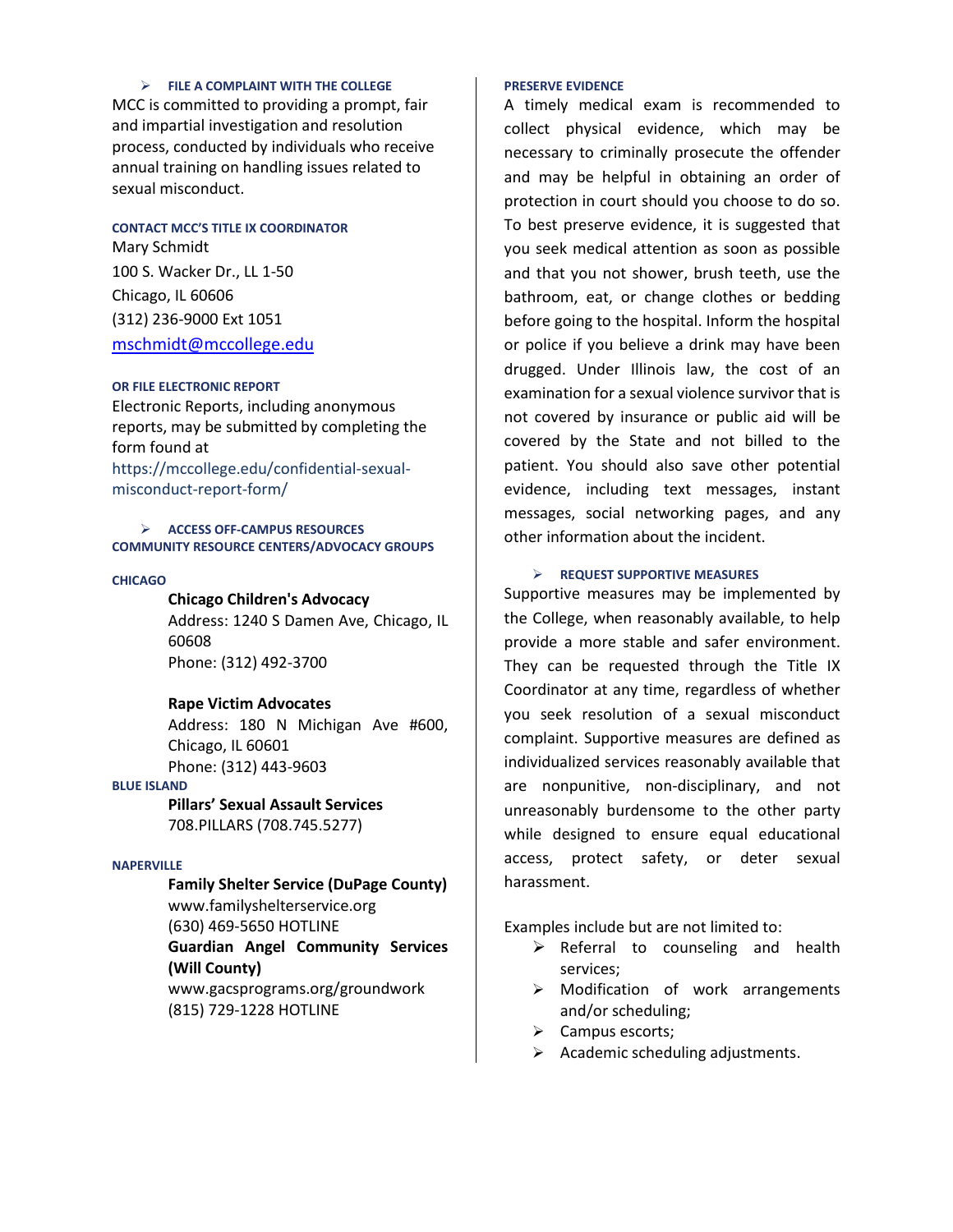### FILE A COMPLAINT WITH THE COLLEGE

MCC is committed to providing a prompt, fair and impartial investigation and resolution process, conducted by individuals who receive annual training on handling issues related to sexual misconduct.

#### CONTACT MCC'S TITLE IX COORDINATOR

Mary Schmidt
100 S. Wacker Dr., LL 1-50
Chicago, IL 60606
(312) 236-9000 Ext 1051
mschmidt@mccollege.edu

#### OR FILE ELECTRONIC REPORT

Electronic Reports, including anonymous reports, may be submitted by completing the form found at https://mccollege.edu/confidential-sexual-misconduct-report-form/

### ACCESS OFF-CAMPUS RESOURCES

#### COMMUNITY RESOURCE CENTERS/ADVOCACY GROUPS

#### CHICAGO

**Chicago Children's Advocacy**
Address: 1240 S Damen Ave, Chicago, IL 60608
Phone: (312) 492-3700

**Rape Victim Advocates**
Address: 180 N Michigan Ave #600, Chicago, IL 60601
Phone: (312) 443-9603

#### BLUE ISLAND

**Pillars' Sexual Assault Services**
708.PILLARS (708.745.5277)

#### NAPERVILLE

**Family Shelter Service (DuPage County)**
www.familyshelterservice.org
(630) 469-5650 HOTLINE

**Guardian Angel Community Services (Will County)**
www.gacsprograms.org/groundwork
(815) 729-1228 HOTLINE

#### PRESERVE EVIDENCE

A timely medical exam is recommended to collect physical evidence, which may be necessary to criminally prosecute the offender and may be helpful in obtaining an order of protection in court should you choose to do so. To best preserve evidence, it is suggested that you seek medical attention as soon as possible and that you not shower, brush teeth, use the bathroom, eat, or change clothes or bedding before going to the hospital. Inform the hospital or police if you believe a drink may have been drugged. Under Illinois law, the cost of an examination for a sexual violence survivor that is not covered by insurance or public aid will be covered by the State and not billed to the patient. You should also save other potential evidence, including text messages, instant messages, social networking pages, and any other information about the incident.

### REQUEST SUPPORTIVE MEASURES

Supportive measures may be implemented by the College, when reasonably available, to help provide a more stable and safer environment. They can be requested through the Title IX Coordinator at any time, regardless of whether you seek resolution of a sexual misconduct complaint. Supportive measures are defined as individualized services reasonably available that are nonpunitive, non-disciplinary, and not unreasonably burdensome to the other party while designed to ensure equal educational access, protect safety, or deter sexual harassment.

Examples include but are not limited to:

- Referral to counseling and health services;
- Modification of work arrangements and/or scheduling;
- Campus escorts;
- Academic scheduling adjustments.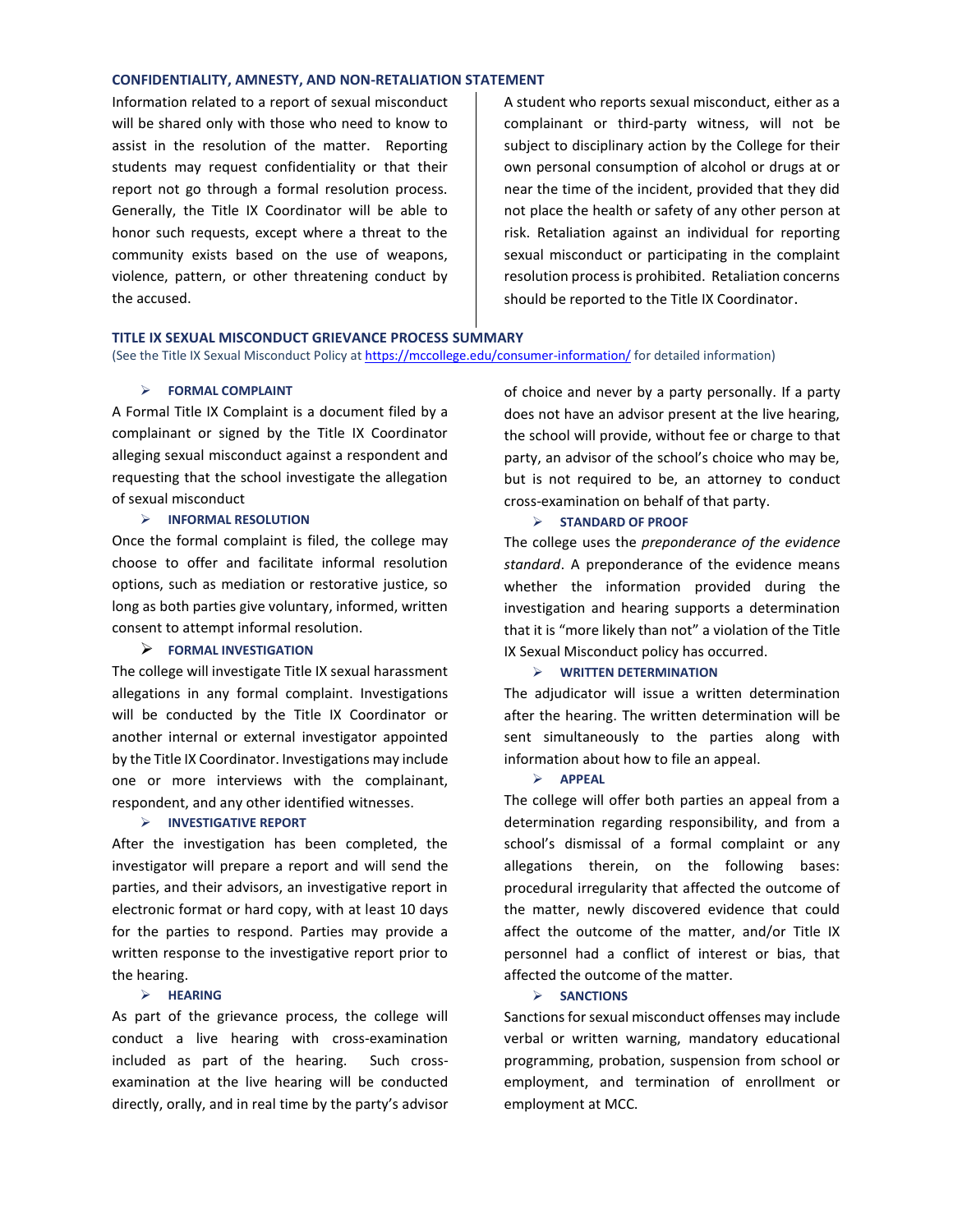## CONFIDENTIALITY, AMNESTY, AND NON-RETALIATION STATEMENT

Information related to a report of sexual misconduct will be shared only with those who need to know to assist in the resolution of the matter. Reporting students may request confidentiality or that their report not go through a formal resolution process. Generally, the Title IX Coordinator will be able to honor such requests, except where a threat to the community exists based on the use of weapons, violence, pattern, or other threatening conduct by the accused.

A student who reports sexual misconduct, either as a complainant or third-party witness, will not be subject to disciplinary action by the College for their own personal consumption of alcohol or drugs at or near the time of the incident, provided that they did not place the health or safety of any other person at risk. Retaliation against an individual for reporting sexual misconduct or participating in the complaint resolution process is prohibited. Retaliation concerns should be reported to the Title IX Coordinator.

## TITLE IX SEXUAL MISCONDUCT GRIEVANCE PROCESS SUMMARY

(See the Title IX Sexual Misconduct Policy at https://mccollege.edu/consumer-information/ for detailed information)

### FORMAL COMPLAINT

A Formal Title IX Complaint is a document filed by a complainant or signed by the Title IX Coordinator alleging sexual misconduct against a respondent and requesting that the school investigate the allegation of sexual misconduct

### INFORMAL RESOLUTION

Once the formal complaint is filed, the college may choose to offer and facilitate informal resolution options, such as mediation or restorative justice, so long as both parties give voluntary, informed, written consent to attempt informal resolution.

### FORMAL INVESTIGATION

The college will investigate Title IX sexual harassment allegations in any formal complaint. Investigations will be conducted by the Title IX Coordinator or another internal or external investigator appointed by the Title IX Coordinator. Investigations may include one or more interviews with the complainant, respondent, and any other identified witnesses.

### INVESTIGATIVE REPORT

After the investigation has been completed, the investigator will prepare a report and will send the parties, and their advisors, an investigative report in electronic format or hard copy, with at least 10 days for the parties to respond. Parties may provide a written response to the investigative report prior to the hearing.

### HEARING

As part of the grievance process, the college will conduct a live hearing with cross-examination included as part of the hearing. Such cross-examination at the live hearing will be conducted directly, orally, and in real time by the party's advisor of choice and never by a party personally. If a party does not have an advisor present at the live hearing, the school will provide, without fee or charge to that party, an advisor of the school's choice who may be, but is not required to be, an attorney to conduct cross-examination on behalf of that party.

### STANDARD OF PROOF

The college uses the *preponderance of the evidence standard*. A preponderance of the evidence means whether the information provided during the investigation and hearing supports a determination that it is "more likely than not" a violation of the Title IX Sexual Misconduct policy has occurred.

### WRITTEN DETERMINATION

The adjudicator will issue a written determination after the hearing. The written determination will be sent simultaneously to the parties along with information about how to file an appeal.

### APPEAL

The college will offer both parties an appeal from a determination regarding responsibility, and from a school's dismissal of a formal complaint or any allegations therein, on the following bases: procedural irregularity that affected the outcome of the matter, newly discovered evidence that could affect the outcome of the matter, and/or Title IX personnel had a conflict of interest or bias, that affected the outcome of the matter.

### SANCTIONS

Sanctions for sexual misconduct offenses may include verbal or written warning, mandatory educational programming, probation, suspension from school or employment, and termination of enrollment or employment at MCC.